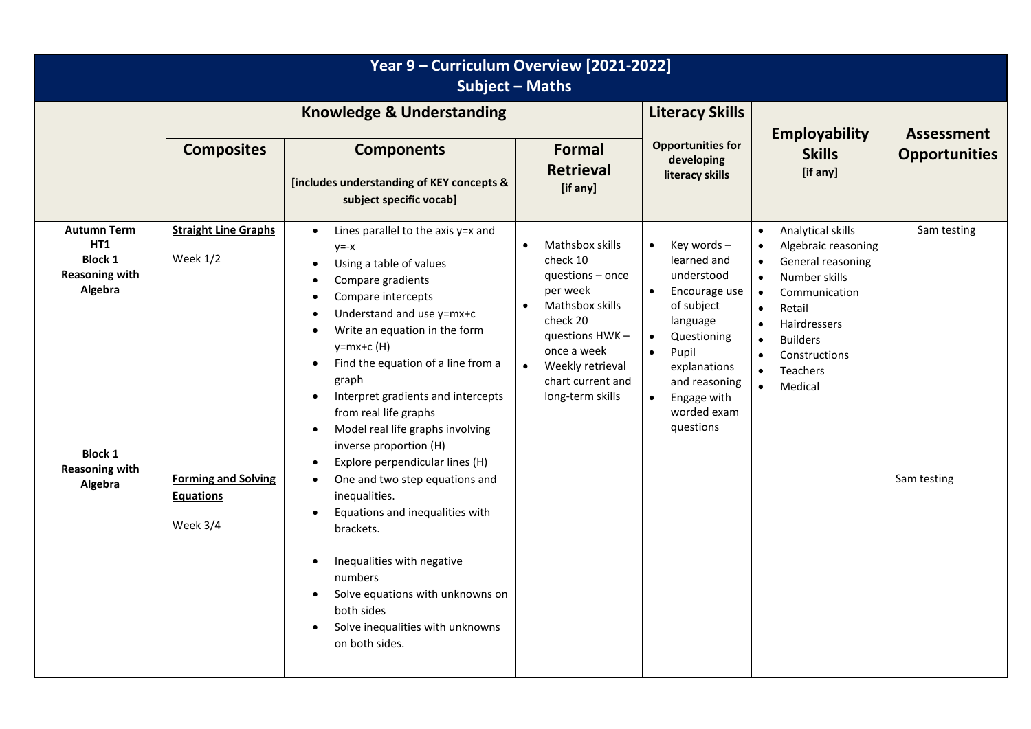# Year 9 – Curriculum Overview [2021-2022]
## Subject – Maths

| | Knowledge & Understanding | | | Literacy Skills | Employability Skills [if any] | Assessment Opportunities |
|---|---|---|---|---|---|---|
| | **Composites** | **Components** [includes understanding of KEY concepts & subject specific vocab] | **Formal Retrieval** [if any] | **Opportunities for developing literacy skills** | | |
| **Autumn Term HT1 Block 1 Reasoning with Algebra** | **Straight Line Graphs** Week 1/2 | • Lines parallel to the axis $y=x$ and $y=-x$ <br> • Using a table of values <br> • Compare gradients <br> • Compare intercepts <br> • Understand and use $y=mx+c$ <br> • Write an equation in the form $y=mx+c$ (H) <br> • Find the equation of a line from a graph <br> • Interpret gradients and intercepts from real life graphs <br> • Model real life graphs involving inverse proportion (H) <br> • Explore perpendicular lines (H) | • Mathsbox skills check 10 questions – once per week <br> • Mathsbox skills check 20 questions HWK – once a week <br> • Weekly retrieval chart current and long-term skills | • Key words – learned and understood <br> • Encourage use of subject language <br> • Questioning <br> • Pupil explanations and reasoning <br> • Engage with worded exam questions | • Analytical skills <br> • Algebraic reasoning <br> • General reasoning <br> • Number skills <br> • Communication <br> • Retail <br> • Hairdressers <br> • Builders <br> • Constructions <br> • Teachers <br> • Medical | Sam testing |
| **Block 1 Reasoning with Algebra** | **Forming and Solving Equations** Week 3/4 | • One and two step equations and inequalities. <br> • Equations and inequalities with brackets. <br> • Inequalities with negative numbers <br> • Solve equations with unknowns on both sides <br> • Solve inequalities with unknowns on both sides. | | | | Sam testing |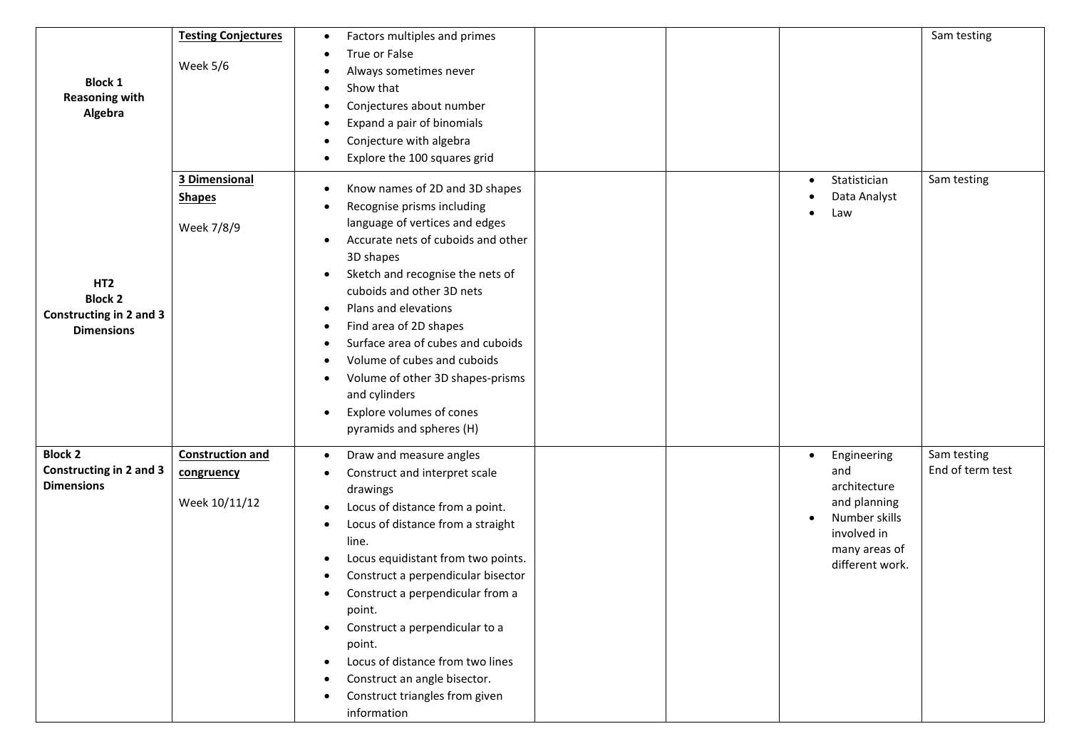| | | | | | | |
|---|---|---|---|---|---|---|
| **Block 1 Reasoning with Algebra** | **Testing Conjectures**<br><br>Week 5/6 | • Factors multiples and primes<br>• True or False<br>• Always sometimes never<br>• Show that<br>• Conjectures about number<br>• Expand a pair of binomials<br>• Conjecture with algebra<br>• Explore the 100 squares grid | | | | Sam testing |
| **HT2 Block 2 Constructing in 2 and 3 Dimensions** | **3 Dimensional Shapes**<br><br>Week 7/8/9 | • Know names of 2D and 3D shapes<br>• Recognise prisms including language of vertices and edges<br>• Accurate nets of cuboids and other 3D shapes<br>• Sketch and recognise the nets of cuboids and other 3D nets<br>• Plans and elevations<br>• Find area of 2D shapes<br>• Surface area of cubes and cuboids<br>• Volume of cubes and cuboids<br>• Volume of other 3D shapes-prisms and cylinders<br>• Explore volumes of cones pyramids and spheres (H) | | | • Statistician<br>• Data Analyst<br>• Law | Sam testing |
| **Block 2 Constructing in 2 and 3 Dimensions** | **Construction and congruency**<br><br>Week 10/11/12 | • Draw and measure angles<br>• Construct and interpret scale drawings<br>• Locus of distance from a point.<br>• Locus of distance from a straight line.<br>• Locus equidistant from two points.<br>• Construct a perpendicular bisector<br>• Construct a perpendicular from a point.<br>• Construct a perpendicular to a point.<br>• Locus of distance from two lines<br>• Construct an angle bisector.<br>• Construct triangles from given information | | | • Engineering and architecture and planning<br>• Number skills involved in many areas of different work. | Sam testing<br>End of term test |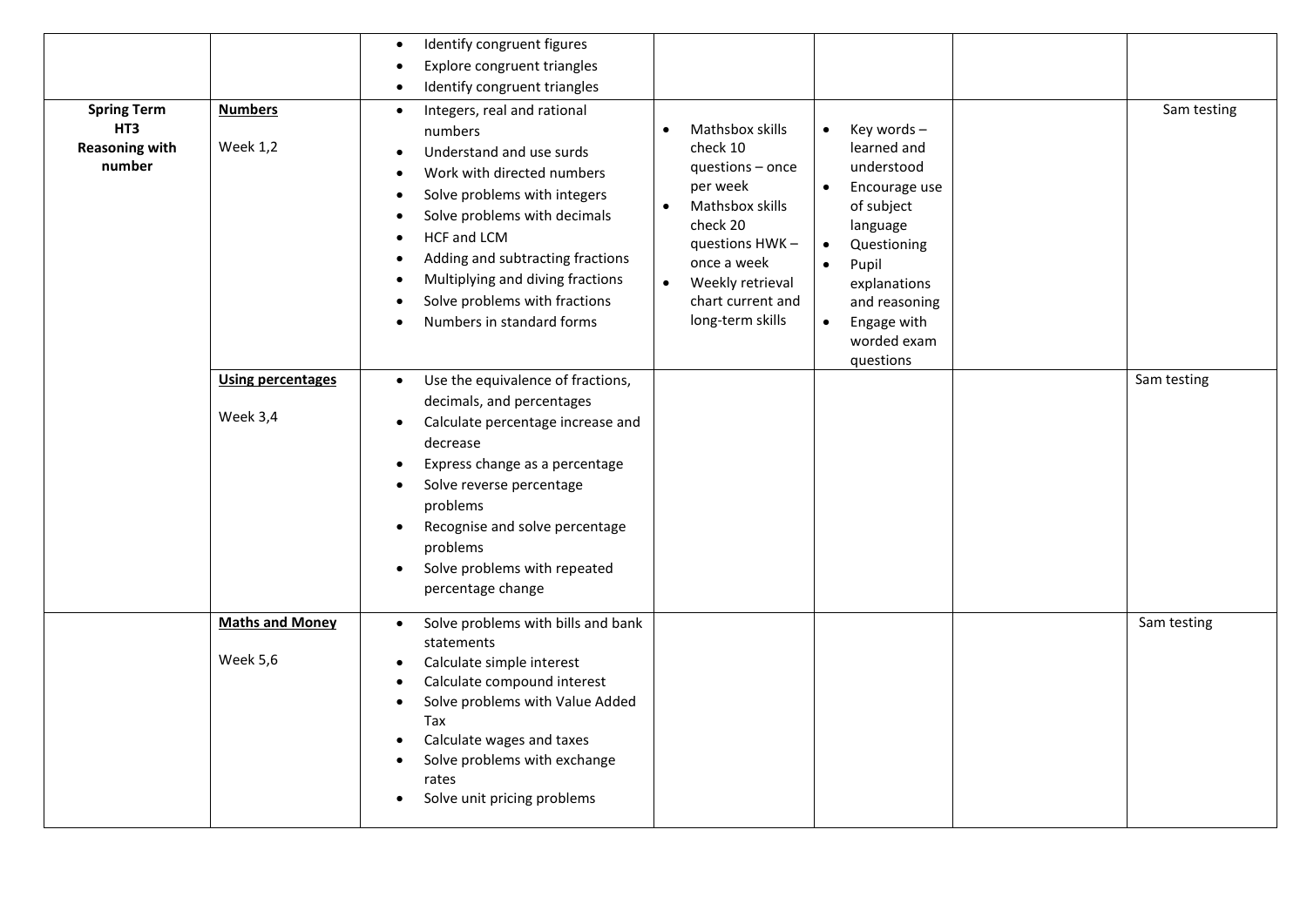| | | | | | | |
|---|---|---|---|---|---|---|
| | | • Identify congruent figures<br>• Explore congruent triangles<br>• Identify congruent triangles | | | | |
| **Spring Term HT3 Reasoning with number** | **Numbers**<br><br>Week 1,2 | • Integers, real and rational numbers<br>• Understand and use surds<br>• Work with directed numbers<br>• Solve problems with integers<br>• Solve problems with decimals<br>• HCF and LCM<br>• Adding and subtracting fractions<br>• Multiplying and diving fractions<br>• Solve problems with fractions<br>• Numbers in standard forms | • Mathsbox skills check 10 questions – once per week<br>• Mathsbox skills check 20 questions HWK – once a week<br>• Weekly retrieval chart current and long-term skills | • Key words – learned and understood<br>• Encourage use of subject language<br>• Questioning<br>• Pupil explanations and reasoning<br>• Engage with worded exam questions | | Sam testing |
| | **Using percentages**<br><br>Week 3,4 | • Use the equivalence of fractions, decimals, and percentages<br>• Calculate percentage increase and decrease<br>• Express change as a percentage<br>• Solve reverse percentage problems<br>• Recognise and solve percentage problems<br>• Solve problems with repeated percentage change | | | | Sam testing |
| | **Maths and Money**<br><br>Week 5,6 | • Solve problems with bills and bank statements<br>• Calculate simple interest<br>• Calculate compound interest<br>• Solve problems with Value Added Tax<br>• Calculate wages and taxes<br>• Solve problems with exchange rates<br>• Solve unit pricing problems | | | | Sam testing |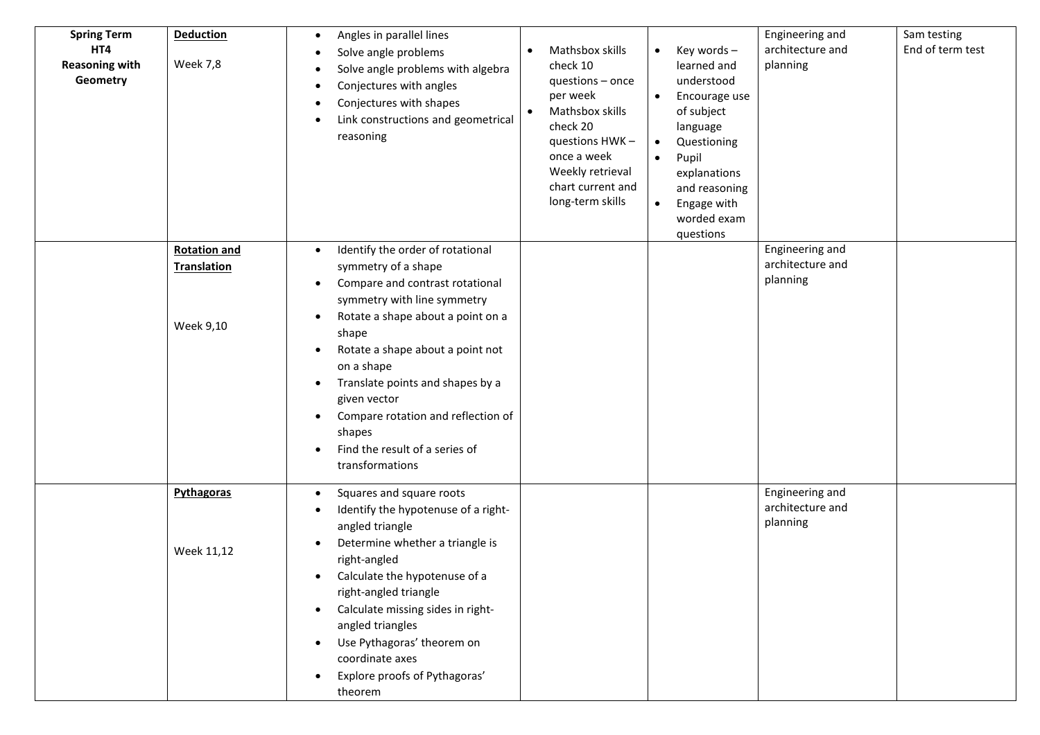| | | | | | | |
|---|---|---|---|---|---|---|
| **Spring Term HT4 Reasoning with Geometry** | **Deduction**<br><br>Week 7,8 | • Angles in parallel lines<br>• Solve angle problems<br>• Solve angle problems with algebra<br>• Conjectures with angles<br>• Conjectures with shapes<br>• Link constructions and geometrical reasoning | • Mathsbox skills check 10 questions – once per week<br>• Mathsbox skills check 20 questions HWK – once a week Weekly retrieval chart current and long-term skills | • Key words – learned and understood<br>• Encourage use of subject language<br>• Questioning<br>• Pupil explanations and reasoning<br>• Engage with worded exam questions | Engineering and architecture and planning | Sam testing<br>End of term test |
| | **Rotation and Translation**<br><br>Week 9,10 | • Identify the order of rotational symmetry of a shape<br>• Compare and contrast rotational symmetry with line symmetry<br>• Rotate a shape about a point on a shape<br>• Rotate a shape about a point not on a shape<br>• Translate points and shapes by a given vector<br>• Compare rotation and reflection of shapes<br>• Find the result of a series of transformations | | | Engineering and architecture and planning | |
| | **Pythagoras**<br><br>Week 11,12 | • Squares and square roots<br>• Identify the hypotenuse of a right-angled triangle<br>• Determine whether a triangle is right-angled<br>• Calculate the hypotenuse of a right-angled triangle<br>• Calculate missing sides in right-angled triangles<br>• Use Pythagoras' theorem on coordinate axes<br>• Explore proofs of Pythagoras' theorem | | | Engineering and architecture and planning | |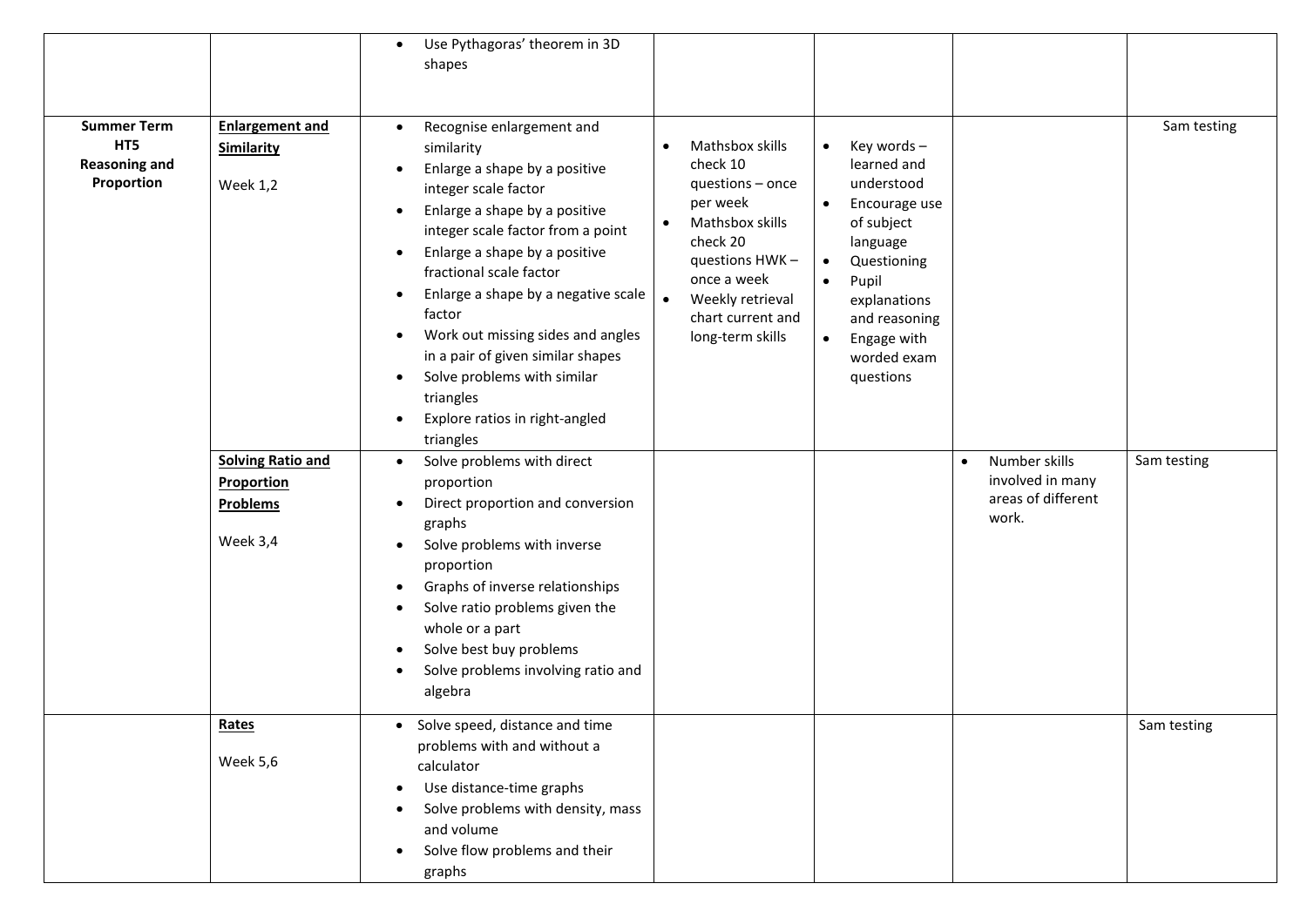| | | | | | | |
|---|---|---|---|---|---|---|
| | | • Use Pythagoras' theorem in 3D shapes | | | | |
| **Summer Term HT5 Reasoning and Proportion** | **Enlargement and Similarity**<br><br>Week 1,2 | • Recognise enlargement and similarity<br>• Enlarge a shape by a positive integer scale factor<br>• Enlarge a shape by a positive integer scale factor from a point<br>• Enlarge a shape by a positive fractional scale factor<br>• Enlarge a shape by a negative scale factor<br>• Work out missing sides and angles in a pair of given similar shapes<br>• Solve problems with similar triangles<br>• Explore ratios in right-angled triangles | • Mathsbox skills check 10 questions – once per week<br>• Mathsbox skills check 20 questions HWK – once a week<br>• Weekly retrieval chart current and long-term skills | • Key words – learned and understood<br>• Encourage use of subject language<br>• Questioning<br>• Pupil explanations and reasoning<br>• Engage with worded exam questions | | Sam testing |
| | **Solving Ratio and Proportion Problems**<br><br>Week 3,4 | • Solve problems with direct proportion<br>• Direct proportion and conversion graphs<br>• Solve problems with inverse proportion<br>• Graphs of inverse relationships<br>• Solve ratio problems given the whole or a part<br>• Solve best buy problems<br>• Solve problems involving ratio and algebra | | | • Number skills involved in many areas of different work. | Sam testing |
| | **Rates**<br><br>Week 5,6 | • Solve speed, distance and time problems with and without a calculator<br>• Use distance-time graphs<br>• Solve problems with density, mass and volume<br>• Solve flow problems and their graphs | | | | Sam testing |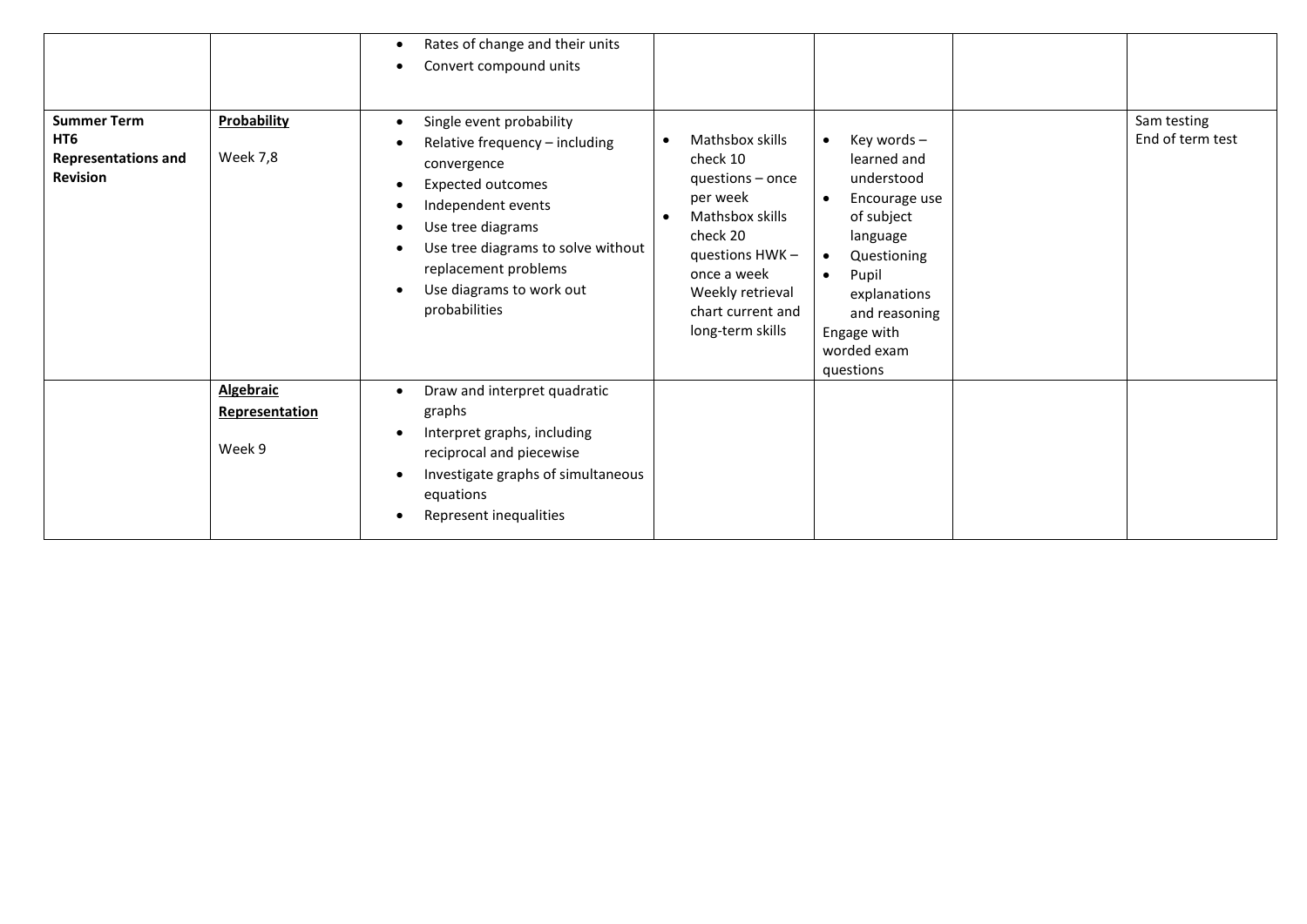| | | | | | | |
|---|---|---|---|---|---|---|
| | | <ul><li>Rates of change and their units</li><li>Convert compound units</li></ul> | | | | |
| **Summer Term HT6 Representations and Revision** | **Probability**<br><br>Week 7,8 | <ul><li>Single event probability</li><li>Relative frequency – including convergence</li><li>Expected outcomes</li><li>Independent events</li><li>Use tree diagrams</li><li>Use tree diagrams to solve without replacement problems</li><li>Use diagrams to work out probabilities</li></ul> | <ul><li>Mathsbox skills check 10 questions – once per week</li><li>Mathsbox skills check 20 questions HWK – once a week Weekly retrieval chart current and long-term skills</li></ul> | <ul><li>Key words – learned and understood</li><li>Encourage use of subject language</li><li>Questioning</li><li>Pupil explanations and reasoning</li></ul>Engage with worded exam questions | | Sam testing<br>End of term test |
| | **Algebraic Representation**<br><br>Week 9 | <ul><li>Draw and interpret quadratic graphs</li><li>Interpret graphs, including reciprocal and piecewise</li><li>Investigate graphs of simultaneous equations</li><li>Represent inequalities</li></ul> | | | | |